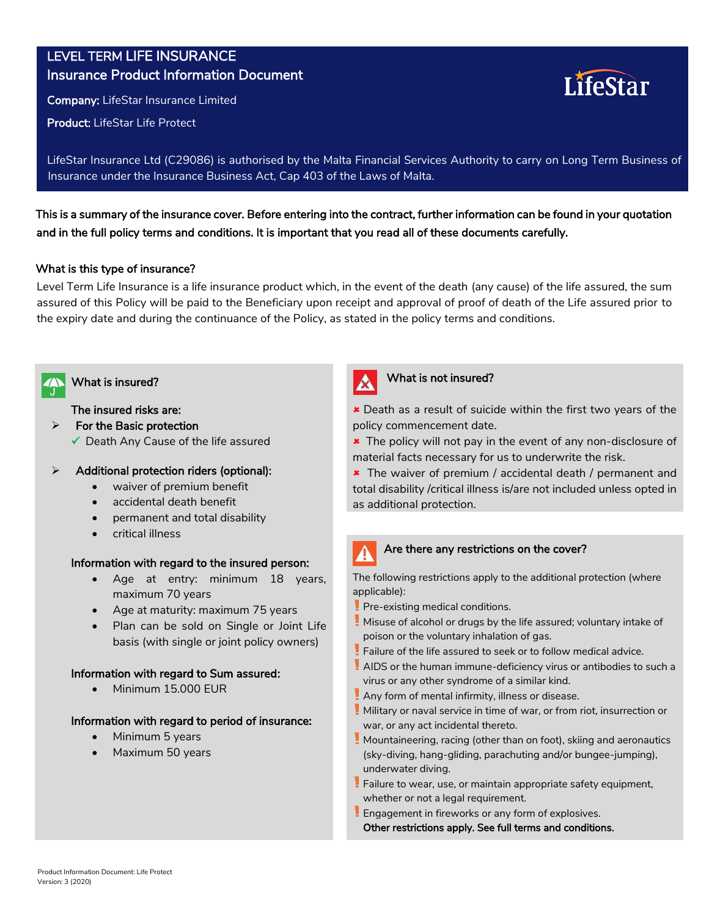# LEVEL TERM LIFE INSURANCE

## Insurance Product Information Document

**Company:** LifeStar Insurance Limited

**Product:** LifeStar Life Protect

LifeStar Insurance Ltd (C29086) is authorised by the Malta Financial Services Authority to carry on Long Term Business of Insurance under the Insurance Business Act, Cap 403 of the Laws of Malta.

**This is a summary of the insurance cover. Before entering into the contract, further information can be found in your quotation and in the full policy terms and conditions. It is important that you read all of these documents carefully.**

### What is this type of insurance?

Level Term Life Insurance is a life insurance product which, in the event of the death (any cause) of the life assured, the sum assured of this Policy will be paid to the Beneficiary upon receipt and approval of proof of death of the Life assured prior to the expiry date and during the continuance of the Policy, as stated in the policy terms and conditions.

### What is insured?

The insured risks are:

- **For the Basic protection**
  - ✓ Death Any Cause of the life assured
- **Additional protection riders (optional):**
  - waiver of premium benefit
  - accidental death benefit
  - permanent and total disability
  - critical illness

**Information with regard to the insured person:**

- Age at entry: minimum 18 years, maximum 70 years
- Age at maturity: maximum 75 years
- Plan can be sold on Single or Joint Life basis (with single or joint policy owners)

**Information with regard to Sum assured:**

- Minimum 15.000 EUR

**Information with regard to period of insurance:**

- Minimum 5 years
- Maximum 50 years

### What is not insured?

- ✖ Death as a result of suicide within the first two years of the policy commencement date.
- ✖ The policy will not pay in the event of any non-disclosure of material facts necessary for us to underwrite the risk.
- ✖ The waiver of premium / accidental death / permanent and total disability /critical illness is/are not included unless opted in as additional protection.

### Are there any restrictions on the cover?

The following restrictions apply to the additional protection (where applicable):

- ! Pre-existing medical conditions.
- ! Misuse of alcohol or drugs by the life assured; voluntary intake of poison or the voluntary inhalation of gas.
- ! Failure of the life assured to seek or to follow medical advice.
- ! AIDS or the human immune-deficiency virus or antibodies to such a virus or any other syndrome of a similar kind.
- ! Any form of mental infirmity, illness or disease.
- ! Military or naval service in time of war, or from riot, insurrection or war, or any act incidental thereto.
- ! Mountaineering, racing (other than on foot), skiing and aeronautics (sky-diving, hang-gliding, parachuting and/or bungee-jumping), underwater diving.
- ! Failure to wear, use, or maintain appropriate safety equipment, whether or not a legal requirement.
- ! Engagement in fireworks or any form of explosives.

**Other restrictions apply. See full terms and conditions.**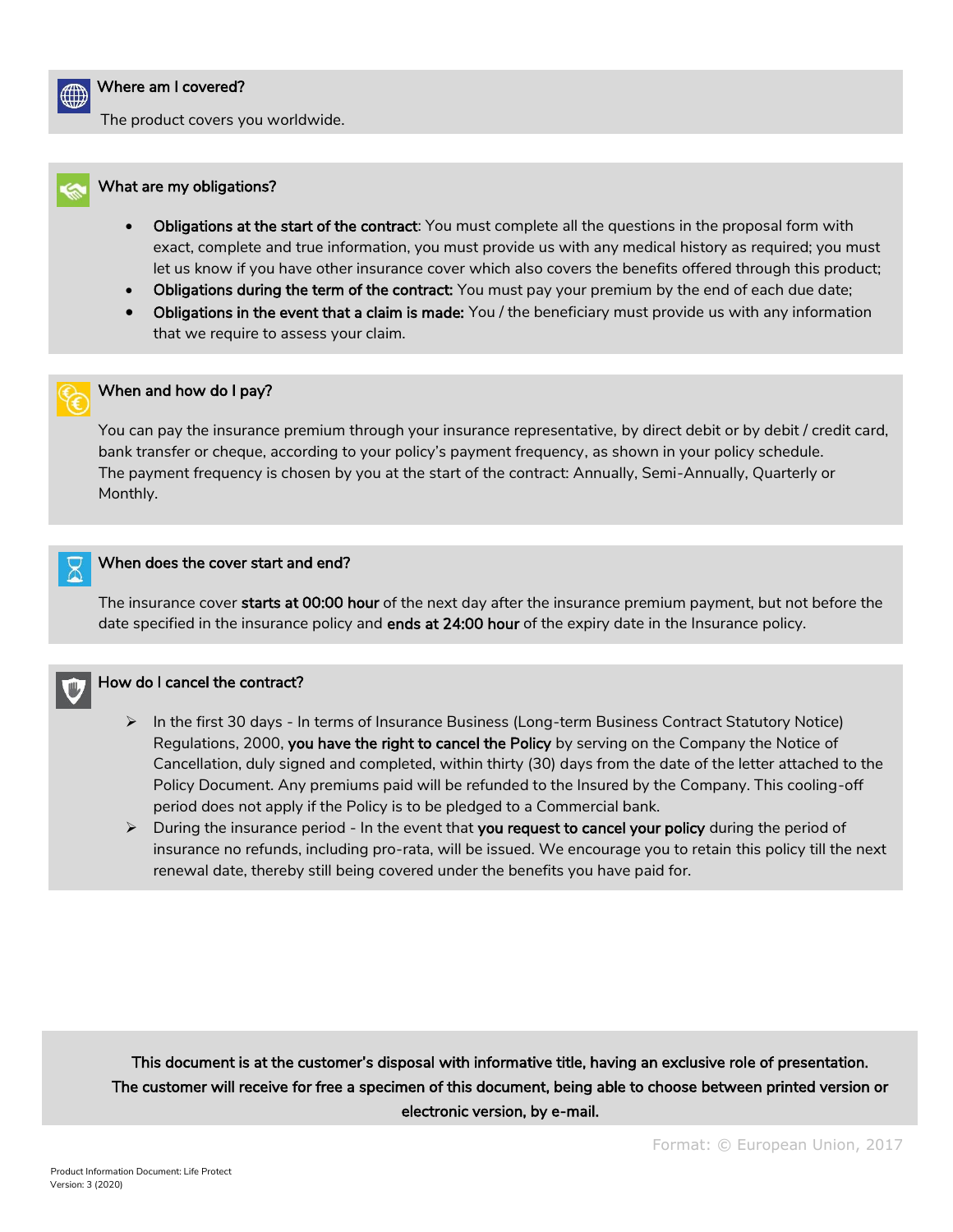## Where am I covered?

The product covers you worldwide.

## What are my obligations?

- **Obligations at the start of the contract**: You must complete all the questions in the proposal form with exact, complete and true information, you must provide us with any medical history as required; you must let us know if you have other insurance cover which also covers the benefits offered through this product;
- **Obligations during the term of the contract:** You must pay your premium by the end of each due date;
- **Obligations in the event that a claim is made:** You / the beneficiary must provide us with any information that we require to assess your claim.

## When and how do I pay?

You can pay the insurance premium through your insurance representative, by direct debit or by debit / credit card, bank transfer or cheque, according to your policy's payment frequency, as shown in your policy schedule.
The payment frequency is chosen by you at the start of the contract: Annually, Semi-Annually, Quarterly or Monthly.

## When does the cover start and end?

The insurance cover **starts at 00:00 hour** of the next day after the insurance premium payment, but not before the date specified in the insurance policy and **ends at 24:00 hour** of the expiry date in the Insurance policy.

## How do I cancel the contract?

- In the first 30 days - In terms of Insurance Business (Long-term Business Contract Statutory Notice) Regulations, 2000, **you have the right to cancel the Policy** by serving on the Company the Notice of Cancellation, duly signed and completed, within thirty (30) days from the date of the letter attached to the Policy Document. Any premiums paid will be refunded to the Insured by the Company. This cooling-off period does not apply if the Policy is to be pledged to a Commercial bank.
- During the insurance period - In the event that **you request to cancel your policy** during the period of insurance no refunds, including pro-rata, will be issued. We encourage you to retain this policy till the next renewal date, thereby still being covered under the benefits you have paid for.

**This document is at the customer's disposal with informative title, having an exclusive role of presentation. The customer will receive for free a specimen of this document, being able to choose between printed version or electronic version, by e-mail.**

Format: © European Union, 2017

Product Information Document: Life Protect
Version: 3 (2020)